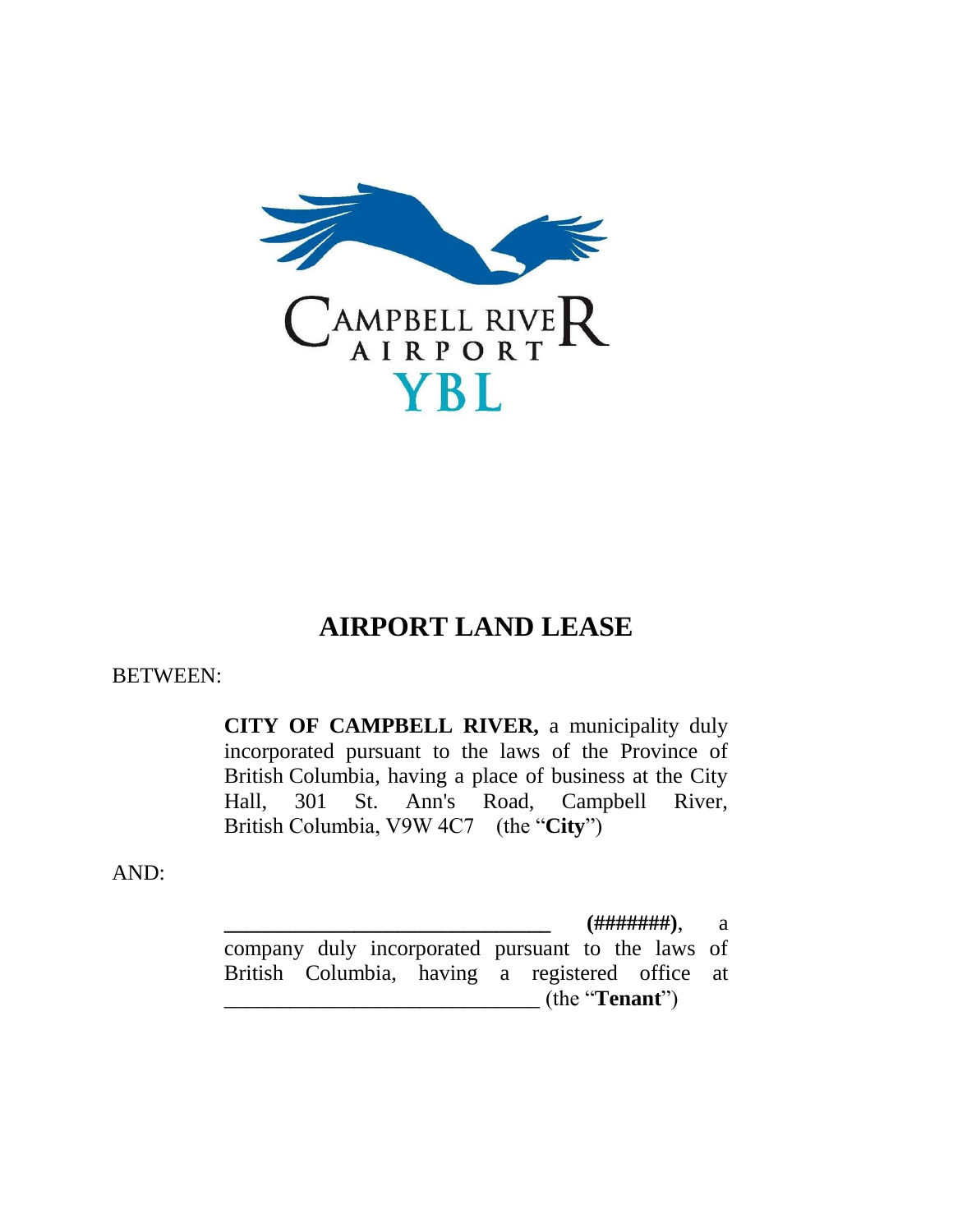# AIRPORT LAND LEASE

BETWEEN:

> **CITY OF CAMPBELL RIVER,** a municipality duly incorporated pursuant to the laws of the Province of British Columbia, having a place of business at the City Hall, 301 St. Ann's Road, Campbell River, British Columbia, V9W 4C7 (the "**City**")

AND:

> **______________________________ (#######)**, a company duly incorporated pursuant to the laws of British Columbia, having a registered office at ______________________________ (the "**Tenant**")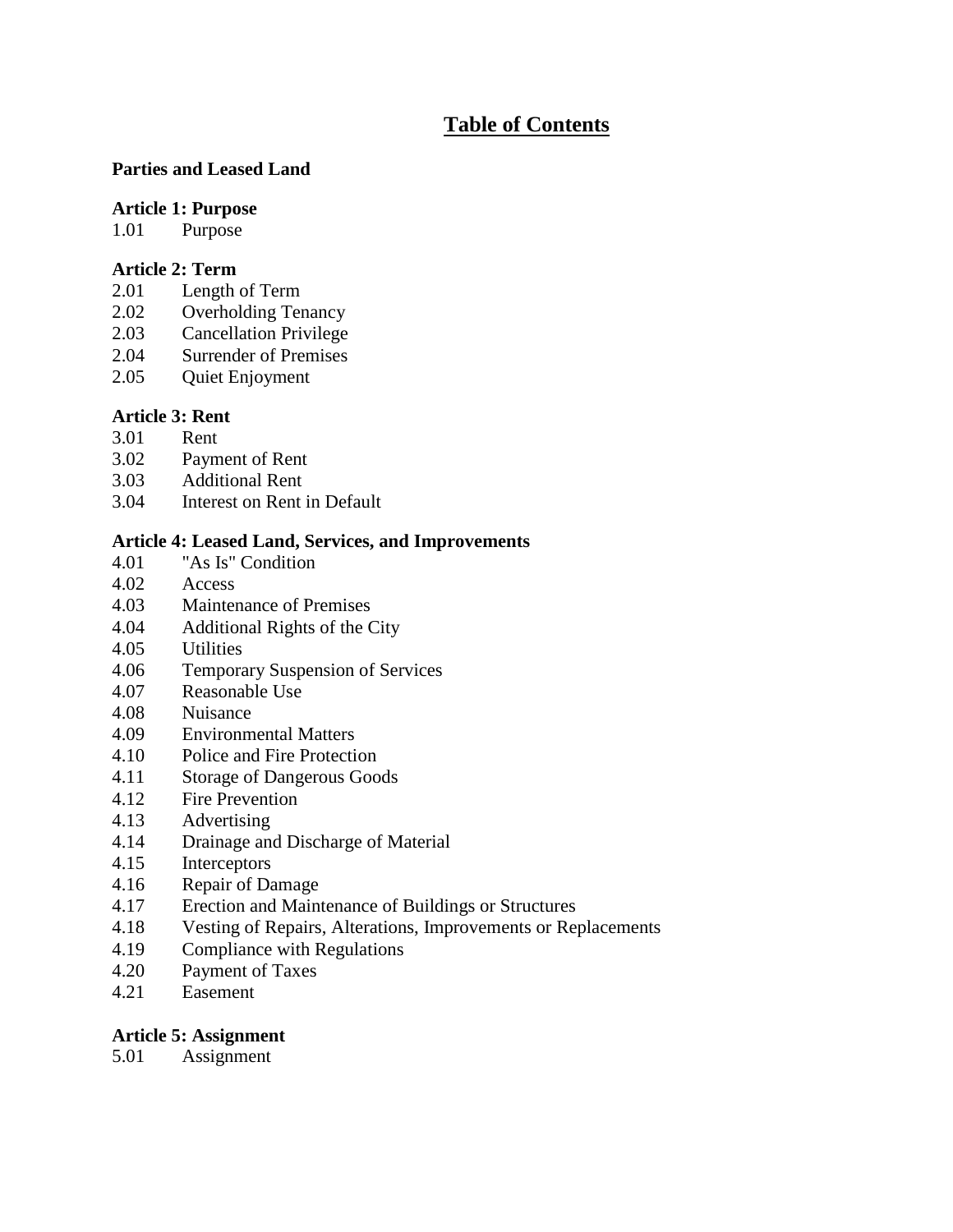# Table of Contents

**Parties and Leased Land**

**Article 1: Purpose**

1.01 Purpose

**Article 2: Term**

2.01 Length of Term
2.02 Overholding Tenancy
2.03 Cancellation Privilege
2.04 Surrender of Premises
2.05 Quiet Enjoyment

**Article 3: Rent**

3.01 Rent
3.02 Payment of Rent
3.03 Additional Rent
3.04 Interest on Rent in Default

**Article 4: Leased Land, Services, and Improvements**

4.01 "As Is" Condition
4.02 Access
4.03 Maintenance of Premises
4.04 Additional Rights of the City
4.05 Utilities
4.06 Temporary Suspension of Services
4.07 Reasonable Use
4.08 Nuisance
4.09 Environmental Matters
4.10 Police and Fire Protection
4.11 Storage of Dangerous Goods
4.12 Fire Prevention
4.13 Advertising
4.14 Drainage and Discharge of Material
4.15 Interceptors
4.16 Repair of Damage
4.17 Erection and Maintenance of Buildings or Structures
4.18 Vesting of Repairs, Alterations, Improvements or Replacements
4.19 Compliance with Regulations
4.20 Payment of Taxes
4.21 Easement

**Article 5: Assignment**

5.01 Assignment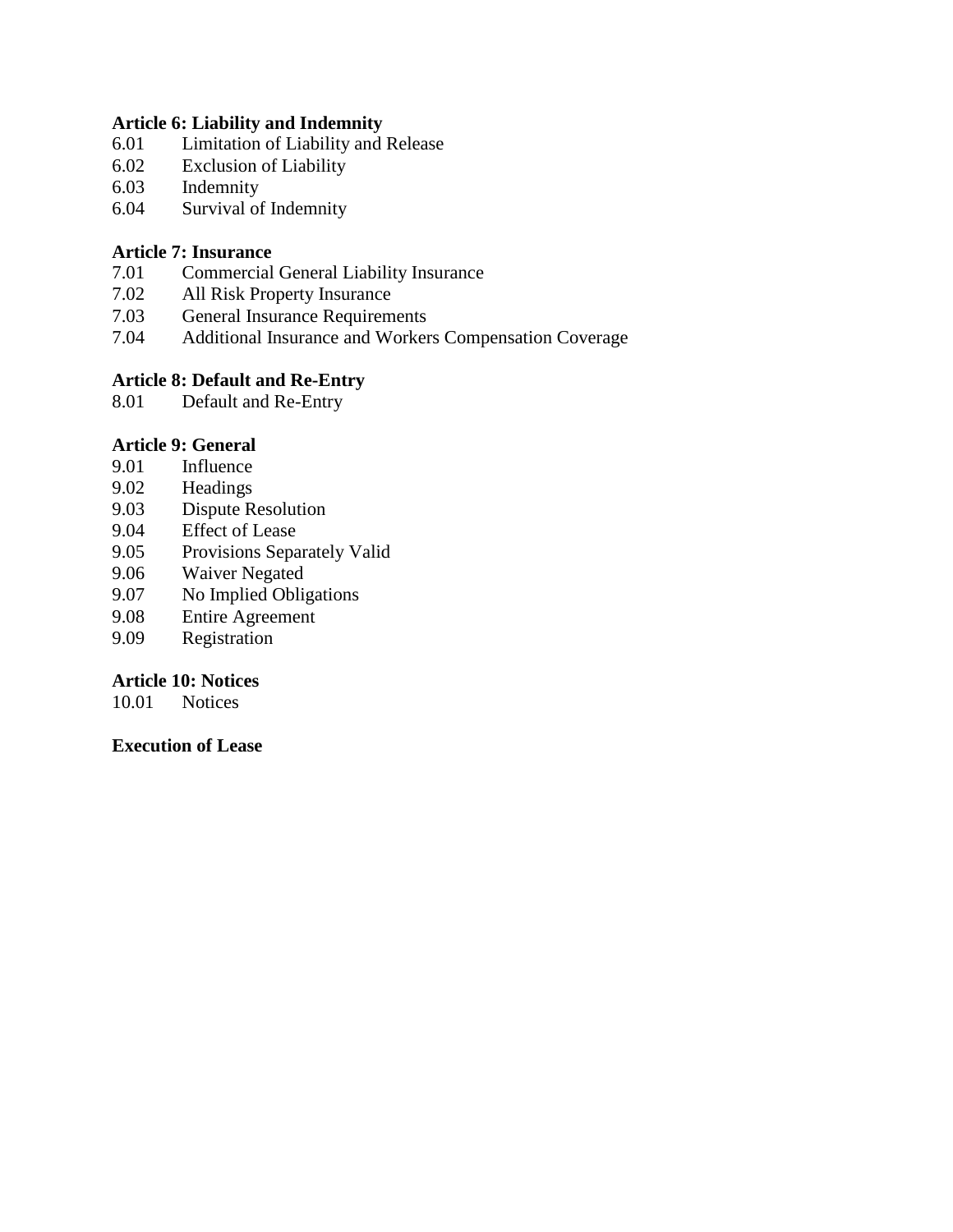**Article 6: Liability and Indemnity**

6.01 Limitation of Liability and Release
6.02 Exclusion of Liability
6.03 Indemnity
6.04 Survival of Indemnity

**Article 7: Insurance**

7.01 Commercial General Liability Insurance
7.02 All Risk Property Insurance
7.03 General Insurance Requirements
7.04 Additional Insurance and Workers Compensation Coverage

**Article 8: Default and Re-Entry**

8.01 Default and Re-Entry

**Article 9: General**

9.01 Influence
9.02 Headings
9.03 Dispute Resolution
9.04 Effect of Lease
9.05 Provisions Separately Valid
9.06 Waiver Negated
9.07 No Implied Obligations
9.08 Entire Agreement
9.09 Registration

**Article 10: Notices**

10.01 Notices

**Execution of Lease**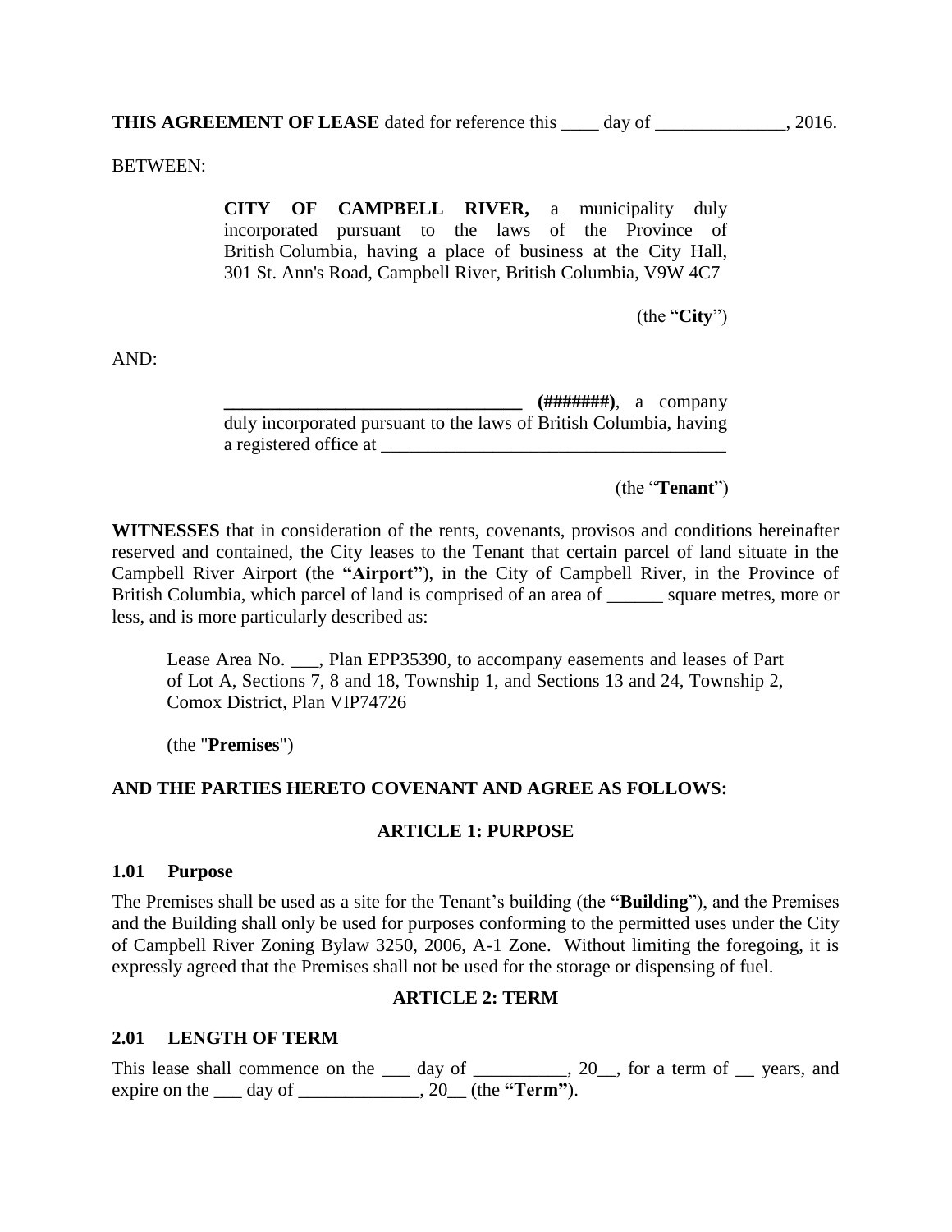**THIS AGREEMENT OF LEASE** dated for reference this ____ day of ______________, 2016.

BETWEEN:

> **CITY OF CAMPBELL RIVER,** a municipality duly incorporated pursuant to the laws of the Province of British Columbia, having a place of business at the City Hall, 301 St. Ann's Road, Campbell River, British Columbia, V9W 4C7
>
> (the "**City**")

AND:

> **________________________________ (#######)**, a company duly incorporated pursuant to the laws of British Columbia, having a registered office at _____________________________________
>
> (the "**Tenant**")

**WITNESSES** that in consideration of the rents, covenants, provisos and conditions hereinafter reserved and contained, the City leases to the Tenant that certain parcel of land situate in the Campbell River Airport (the **"Airport"**), in the City of Campbell River, in the Province of British Columbia, which parcel of land is comprised of an area of ______ square metres, more or less, and is more particularly described as:

> Lease Area No. ___, Plan EPP35390, to accompany easements and leases of Part of Lot A, Sections 7, 8 and 18, Township 1, and Sections 13 and 24, Township 2, Comox District, Plan VIP74726
>
> (the "**Premises**")

**AND THE PARTIES HERETO COVENANT AND AGREE AS FOLLOWS:**

## ARTICLE 1: PURPOSE

### 1.01 Purpose

The Premises shall be used as a site for the Tenant's building (the **"Building"**), and the Premises and the Building shall only be used for purposes conforming to the permitted uses under the City of Campbell River Zoning Bylaw 3250, 2006, A-1 Zone. Without limiting the foregoing, it is expressly agreed that the Premises shall not be used for the storage or dispensing of fuel.

## ARTICLE 2: TERM

### 2.01 LENGTH OF TERM

This lease shall commence on the ___ day of __________, 20__, for a term of __ years, and expire on the ___ day of _____________, 20__ (the **"Term"**).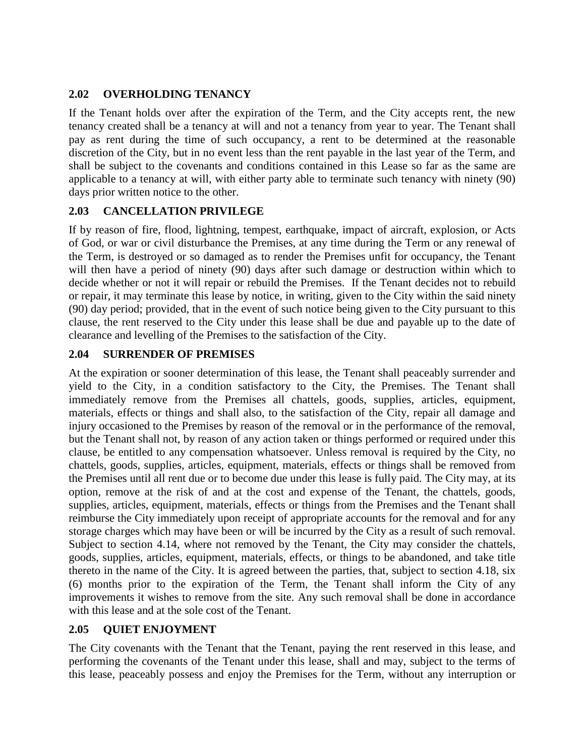## 2.02 OVERHOLDING TENANCY

If the Tenant holds over after the expiration of the Term, and the City accepts rent, the new tenancy created shall be a tenancy at will and not a tenancy from year to year. The Tenant shall pay as rent during the time of such occupancy, a rent to be determined at the reasonable discretion of the City, but in no event less than the rent payable in the last year of the Term, and shall be subject to the covenants and conditions contained in this Lease so far as the same are applicable to a tenancy at will, with either party able to terminate such tenancy with ninety (90) days prior written notice to the other.

## 2.03 CANCELLATION PRIVILEGE

If by reason of fire, flood, lightning, tempest, earthquake, impact of aircraft, explosion, or Acts of God, or war or civil disturbance the Premises, at any time during the Term or any renewal of the Term, is destroyed or so damaged as to render the Premises unfit for occupancy, the Tenant will then have a period of ninety (90) days after such damage or destruction within which to decide whether or not it will repair or rebuild the Premises. If the Tenant decides not to rebuild or repair, it may terminate this lease by notice, in writing, given to the City within the said ninety (90) day period; provided, that in the event of such notice being given to the City pursuant to this clause, the rent reserved to the City under this lease shall be due and payable up to the date of clearance and levelling of the Premises to the satisfaction of the City.

## 2.04 SURRENDER OF PREMISES

At the expiration or sooner determination of this lease, the Tenant shall peaceably surrender and yield to the City, in a condition satisfactory to the City, the Premises. The Tenant shall immediately remove from the Premises all chattels, goods, supplies, articles, equipment, materials, effects or things and shall also, to the satisfaction of the City, repair all damage and injury occasioned to the Premises by reason of the removal or in the performance of the removal, but the Tenant shall not, by reason of any action taken or things performed or required under this clause, be entitled to any compensation whatsoever. Unless removal is required by the City, no chattels, goods, supplies, articles, equipment, materials, effects or things shall be removed from the Premises until all rent due or to become due under this lease is fully paid. The City may, at its option, remove at the risk of and at the cost and expense of the Tenant, the chattels, goods, supplies, articles, equipment, materials, effects or things from the Premises and the Tenant shall reimburse the City immediately upon receipt of appropriate accounts for the removal and for any storage charges which may have been or will be incurred by the City as a result of such removal. Subject to section 4.14, where not removed by the Tenant, the City may consider the chattels, goods, supplies, articles, equipment, materials, effects, or things to be abandoned, and take title thereto in the name of the City. It is agreed between the parties, that, subject to section 4.18, six (6) months prior to the expiration of the Term, the Tenant shall inform the City of any improvements it wishes to remove from the site. Any such removal shall be done in accordance with this lease and at the sole cost of the Tenant.

## 2.05 QUIET ENJOYMENT

The City covenants with the Tenant that the Tenant, paying the rent reserved in this lease, and performing the covenants of the Tenant under this lease, shall and may, subject to the terms of this lease, peaceably possess and enjoy the Premises for the Term, without any interruption or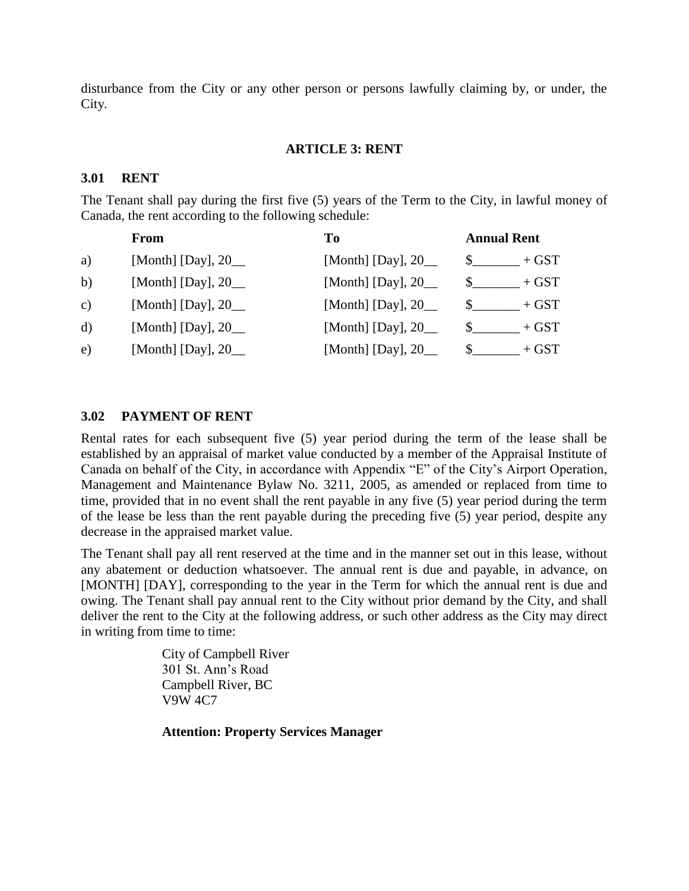disturbance from the City or any other person or persons lawfully claiming by, or under, the City.

## ARTICLE 3: RENT

### 3.01 RENT

The Tenant shall pay during the first five (5) years of the Term to the City, in lawful money of Canada, the rent according to the following schedule:

| | From | To | Annual Rent |
|---|---|---|---|
| a) | [Month] [Day], 20__ | [Month] [Day], 20__ | $_______ + GST |
| b) | [Month] [Day], 20__ | [Month] [Day], 20__ | $_______ + GST |
| c) | [Month] [Day], 20__ | [Month] [Day], 20__ | $_______ + GST |
| d) | [Month] [Day], 20__ | [Month] [Day], 20__ | $_______ + GST |
| e) | [Month] [Day], 20__ | [Month] [Day], 20__ | $_______ + GST |

### 3.02 PAYMENT OF RENT

Rental rates for each subsequent five (5) year period during the term of the lease shall be established by an appraisal of market value conducted by a member of the Appraisal Institute of Canada on behalf of the City, in accordance with Appendix "E" of the City's Airport Operation, Management and Maintenance Bylaw No. 3211, 2005, as amended or replaced from time to time, provided that in no event shall the rent payable in any five (5) year period during the term of the lease be less than the rent payable during the preceding five (5) year period, despite any decrease in the appraised market value.

The Tenant shall pay all rent reserved at the time and in the manner set out in this lease, without any abatement or deduction whatsoever. The annual rent is due and payable, in advance, on [MONTH] [DAY], corresponding to the year in the Term for which the annual rent is due and owing. The Tenant shall pay annual rent to the City without prior demand by the City, and shall deliver the rent to the City at the following address, or such other address as the City may direct in writing from time to time:

City of Campbell River
301 St. Ann's Road
Campbell River, BC
V9W 4C7

**Attention: Property Services Manager**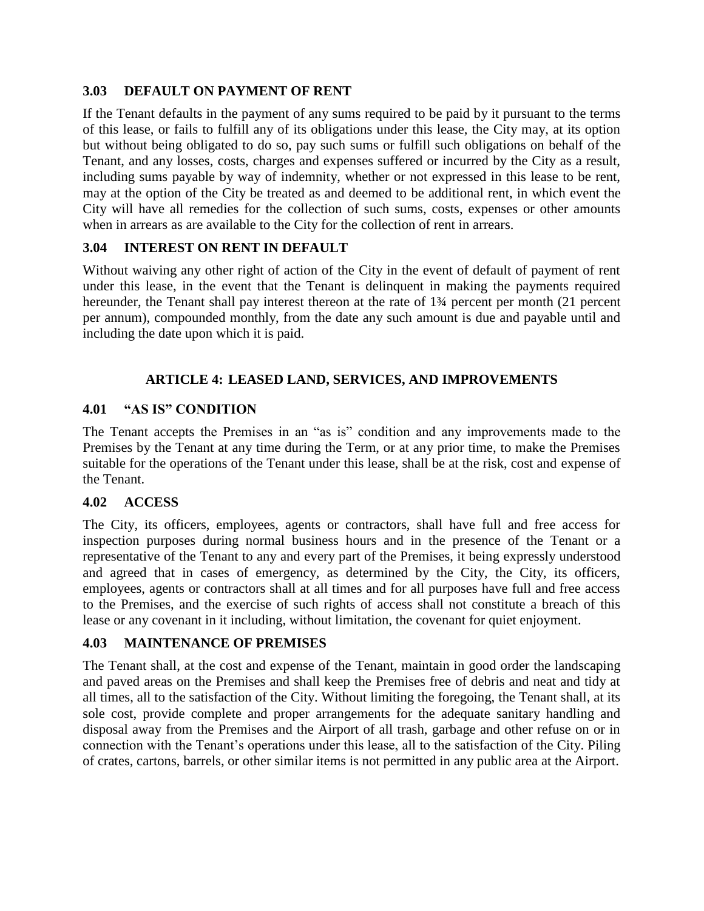### 3.03 DEFAULT ON PAYMENT OF RENT

If the Tenant defaults in the payment of any sums required to be paid by it pursuant to the terms of this lease, or fails to fulfill any of its obligations under this lease, the City may, at its option but without being obligated to do so, pay such sums or fulfill such obligations on behalf of the Tenant, and any losses, costs, charges and expenses suffered or incurred by the City as a result, including sums payable by way of indemnity, whether or not expressed in this lease to be rent, may at the option of the City be treated as and deemed to be additional rent, in which event the City will have all remedies for the collection of such sums, costs, expenses or other amounts when in arrears as are available to the City for the collection of rent in arrears.

### 3.04 INTEREST ON RENT IN DEFAULT

Without waiving any other right of action of the City in the event of default of payment of rent under this lease, in the event that the Tenant is delinquent in making the payments required hereunder, the Tenant shall pay interest thereon at the rate of 1¾ percent per month (21 percent per annum), compounded monthly, from the date any such amount is due and payable until and including the date upon which it is paid.

## ARTICLE 4: LEASED LAND, SERVICES, AND IMPROVEMENTS

### 4.01 "AS IS" CONDITION

The Tenant accepts the Premises in an "as is" condition and any improvements made to the Premises by the Tenant at any time during the Term, or at any prior time, to make the Premises suitable for the operations of the Tenant under this lease, shall be at the risk, cost and expense of the Tenant.

### 4.02 ACCESS

The City, its officers, employees, agents or contractors, shall have full and free access for inspection purposes during normal business hours and in the presence of the Tenant or a representative of the Tenant to any and every part of the Premises, it being expressly understood and agreed that in cases of emergency, as determined by the City, the City, its officers, employees, agents or contractors shall at all times and for all purposes have full and free access to the Premises, and the exercise of such rights of access shall not constitute a breach of this lease or any covenant in it including, without limitation, the covenant for quiet enjoyment.

### 4.03 MAINTENANCE OF PREMISES

The Tenant shall, at the cost and expense of the Tenant, maintain in good order the landscaping and paved areas on the Premises and shall keep the Premises free of debris and neat and tidy at all times, all to the satisfaction of the City. Without limiting the foregoing, the Tenant shall, at its sole cost, provide complete and proper arrangements for the adequate sanitary handling and disposal away from the Premises and the Airport of all trash, garbage and other refuse on or in connection with the Tenant's operations under this lease, all to the satisfaction of the City. Piling of crates, cartons, barrels, or other similar items is not permitted in any public area at the Airport.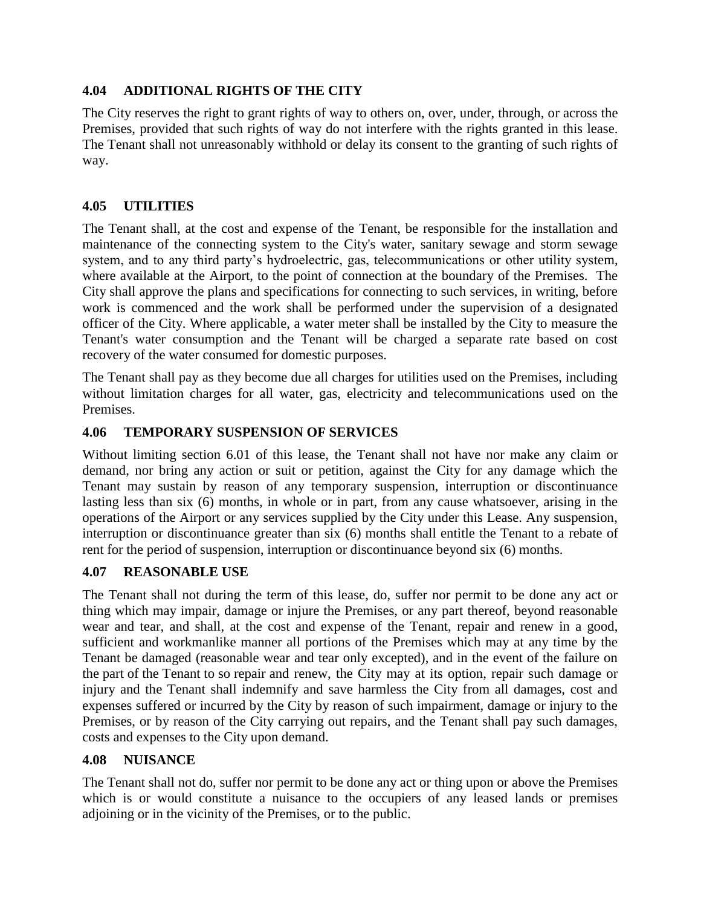### 4.04 ADDITIONAL RIGHTS OF THE CITY

The City reserves the right to grant rights of way to others on, over, under, through, or across the Premises, provided that such rights of way do not interfere with the rights granted in this lease. The Tenant shall not unreasonably withhold or delay its consent to the granting of such rights of way.

### 4.05 UTILITIES

The Tenant shall, at the cost and expense of the Tenant, be responsible for the installation and maintenance of the connecting system to the City's water, sanitary sewage and storm sewage system, and to any third party's hydroelectric, gas, telecommunications or other utility system, where available at the Airport, to the point of connection at the boundary of the Premises. The City shall approve the plans and specifications for connecting to such services, in writing, before work is commenced and the work shall be performed under the supervision of a designated officer of the City. Where applicable, a water meter shall be installed by the City to measure the Tenant's water consumption and the Tenant will be charged a separate rate based on cost recovery of the water consumed for domestic purposes.

The Tenant shall pay as they become due all charges for utilities used on the Premises, including without limitation charges for all water, gas, electricity and telecommunications used on the Premises.

### 4.06 TEMPORARY SUSPENSION OF SERVICES

Without limiting section 6.01 of this lease, the Tenant shall not have nor make any claim or demand, nor bring any action or suit or petition, against the City for any damage which the Tenant may sustain by reason of any temporary suspension, interruption or discontinuance lasting less than six (6) months, in whole or in part, from any cause whatsoever, arising in the operations of the Airport or any services supplied by the City under this Lease. Any suspension, interruption or discontinuance greater than six (6) months shall entitle the Tenant to a rebate of rent for the period of suspension, interruption or discontinuance beyond six (6) months.

### 4.07 REASONABLE USE

The Tenant shall not during the term of this lease, do, suffer nor permit to be done any act or thing which may impair, damage or injure the Premises, or any part thereof, beyond reasonable wear and tear, and shall, at the cost and expense of the Tenant, repair and renew in a good, sufficient and workmanlike manner all portions of the Premises which may at any time by the Tenant be damaged (reasonable wear and tear only excepted), and in the event of the failure on the part of the Tenant to so repair and renew, the City may at its option, repair such damage or injury and the Tenant shall indemnify and save harmless the City from all damages, cost and expenses suffered or incurred by the City by reason of such impairment, damage or injury to the Premises, or by reason of the City carrying out repairs, and the Tenant shall pay such damages, costs and expenses to the City upon demand.

### 4.08 NUISANCE

The Tenant shall not do, suffer nor permit to be done any act or thing upon or above the Premises which is or would constitute a nuisance to the occupiers of any leased lands or premises adjoining or in the vicinity of the Premises, or to the public.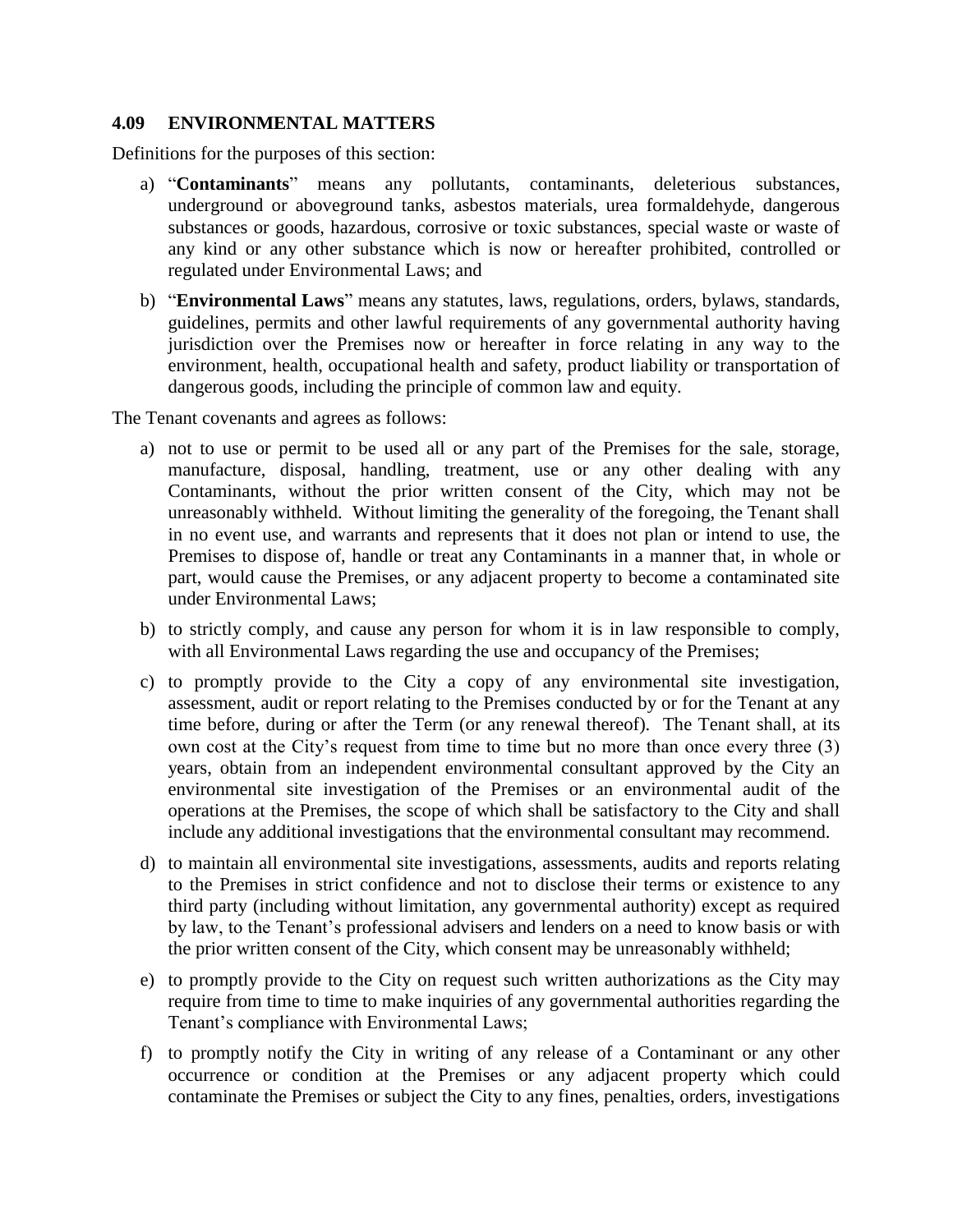## 4.09 ENVIRONMENTAL MATTERS

Definitions for the purposes of this section:

a) "**Contaminants**" means any pollutants, contaminants, deleterious substances, underground or aboveground tanks, asbestos materials, urea formaldehyde, dangerous substances or goods, hazardous, corrosive or toxic substances, special waste or waste of any kind or any other substance which is now or hereafter prohibited, controlled or regulated under Environmental Laws; and

b) "**Environmental Laws**" means any statutes, laws, regulations, orders, bylaws, standards, guidelines, permits and other lawful requirements of any governmental authority having jurisdiction over the Premises now or hereafter in force relating in any way to the environment, health, occupational health and safety, product liability or transportation of dangerous goods, including the principle of common law and equity.

The Tenant covenants and agrees as follows:

a) not to use or permit to be used all or any part of the Premises for the sale, storage, manufacture, disposal, handling, treatment, use or any other dealing with any Contaminants, without the prior written consent of the City, which may not be unreasonably withheld. Without limiting the generality of the foregoing, the Tenant shall in no event use, and warrants and represents that it does not plan or intend to use, the Premises to dispose of, handle or treat any Contaminants in a manner that, in whole or part, would cause the Premises, or any adjacent property to become a contaminated site under Environmental Laws;

b) to strictly comply, and cause any person for whom it is in law responsible to comply, with all Environmental Laws regarding the use and occupancy of the Premises;

c) to promptly provide to the City a copy of any environmental site investigation, assessment, audit or report relating to the Premises conducted by or for the Tenant at any time before, during or after the Term (or any renewal thereof). The Tenant shall, at its own cost at the City's request from time to time but no more than once every three (3) years, obtain from an independent environmental consultant approved by the City an environmental site investigation of the Premises or an environmental audit of the operations at the Premises, the scope of which shall be satisfactory to the City and shall include any additional investigations that the environmental consultant may recommend.

d) to maintain all environmental site investigations, assessments, audits and reports relating to the Premises in strict confidence and not to disclose their terms or existence to any third party (including without limitation, any governmental authority) except as required by law, to the Tenant's professional advisers and lenders on a need to know basis or with the prior written consent of the City, which consent may be unreasonably withheld;

e) to promptly provide to the City on request such written authorizations as the City may require from time to time to make inquiries of any governmental authorities regarding the Tenant's compliance with Environmental Laws;

f) to promptly notify the City in writing of any release of a Contaminant or any other occurrence or condition at the Premises or any adjacent property which could contaminate the Premises or subject the City to any fines, penalties, orders, investigations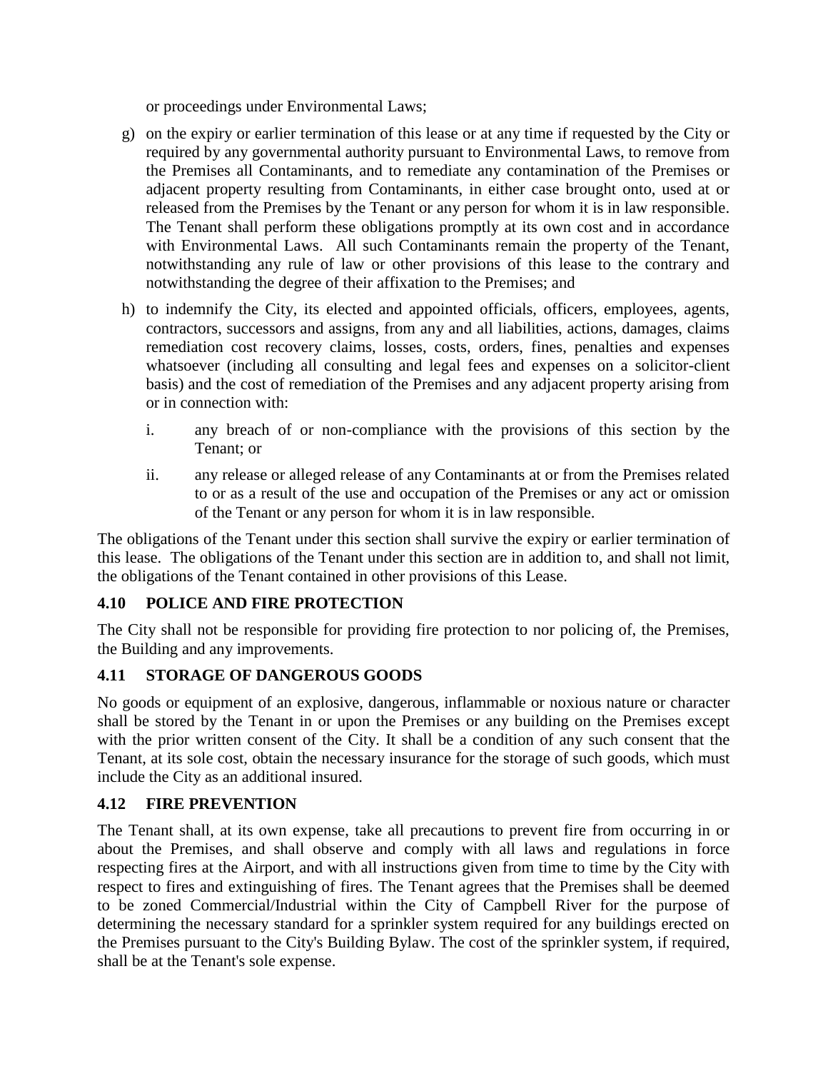or proceedings under Environmental Laws;

g) on the expiry or earlier termination of this lease or at any time if requested by the City or required by any governmental authority pursuant to Environmental Laws, to remove from the Premises all Contaminants, and to remediate any contamination of the Premises or adjacent property resulting from Contaminants, in either case brought onto, used at or released from the Premises by the Tenant or any person for whom it is in law responsible. The Tenant shall perform these obligations promptly at its own cost and in accordance with Environmental Laws. All such Contaminants remain the property of the Tenant, notwithstanding any rule of law or other provisions of this lease to the contrary and notwithstanding the degree of their affixation to the Premises; and

h) to indemnify the City, its elected and appointed officials, officers, employees, agents, contractors, successors and assigns, from any and all liabilities, actions, damages, claims remediation cost recovery claims, losses, costs, orders, fines, penalties and expenses whatsoever (including all consulting and legal fees and expenses on a solicitor-client basis) and the cost of remediation of the Premises and any adjacent property arising from or in connection with:

   i. any breach of or non-compliance with the provisions of this section by the Tenant; or

   ii. any release or alleged release of any Contaminants at or from the Premises related to or as a result of the use and occupation of the Premises or any act or omission of the Tenant or any person for whom it is in law responsible.

The obligations of the Tenant under this section shall survive the expiry or earlier termination of this lease. The obligations of the Tenant under this section are in addition to, and shall not limit, the obligations of the Tenant contained in other provisions of this Lease.

### 4.10 POLICE AND FIRE PROTECTION

The City shall not be responsible for providing fire protection to nor policing of, the Premises, the Building and any improvements.

### 4.11 STORAGE OF DANGEROUS GOODS

No goods or equipment of an explosive, dangerous, inflammable or noxious nature or character shall be stored by the Tenant in or upon the Premises or any building on the Premises except with the prior written consent of the City. It shall be a condition of any such consent that the Tenant, at its sole cost, obtain the necessary insurance for the storage of such goods, which must include the City as an additional insured.

### 4.12 FIRE PREVENTION

The Tenant shall, at its own expense, take all precautions to prevent fire from occurring in or about the Premises, and shall observe and comply with all laws and regulations in force respecting fires at the Airport, and with all instructions given from time to time by the City with respect to fires and extinguishing of fires. The Tenant agrees that the Premises shall be deemed to be zoned Commercial/Industrial within the City of Campbell River for the purpose of determining the necessary standard for a sprinkler system required for any buildings erected on the Premises pursuant to the City's Building Bylaw. The cost of the sprinkler system, if required, shall be at the Tenant's sole expense.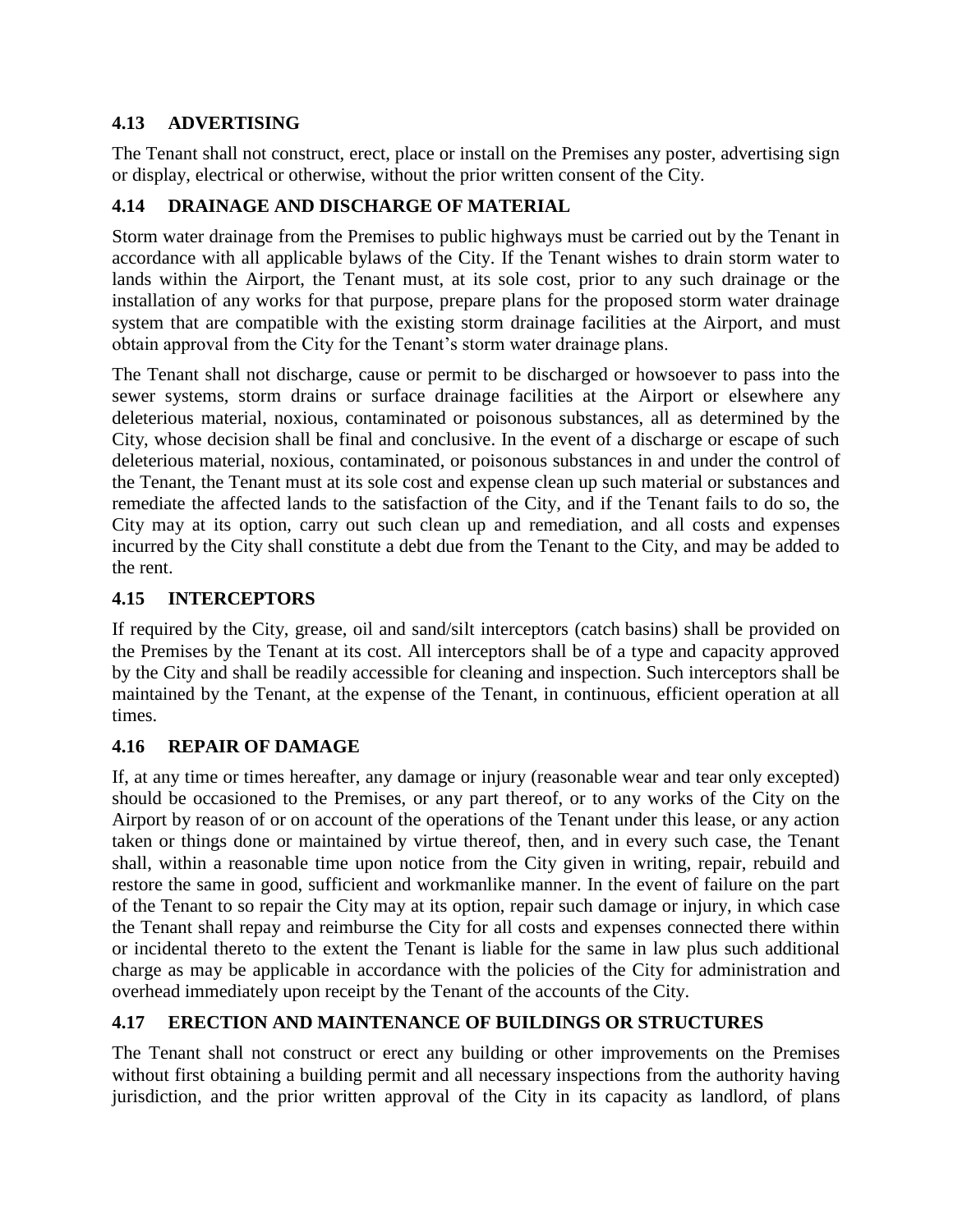### 4.13 ADVERTISING

The Tenant shall not construct, erect, place or install on the Premises any poster, advertising sign or display, electrical or otherwise, without the prior written consent of the City.

### 4.14 DRAINAGE AND DISCHARGE OF MATERIAL

Storm water drainage from the Premises to public highways must be carried out by the Tenant in accordance with all applicable bylaws of the City. If the Tenant wishes to drain storm water to lands within the Airport, the Tenant must, at its sole cost, prior to any such drainage or the installation of any works for that purpose, prepare plans for the proposed storm water drainage system that are compatible with the existing storm drainage facilities at the Airport, and must obtain approval from the City for the Tenant's storm water drainage plans.

The Tenant shall not discharge, cause or permit to be discharged or howsoever to pass into the sewer systems, storm drains or surface drainage facilities at the Airport or elsewhere any deleterious material, noxious, contaminated or poisonous substances, all as determined by the City, whose decision shall be final and conclusive. In the event of a discharge or escape of such deleterious material, noxious, contaminated, or poisonous substances in and under the control of the Tenant, the Tenant must at its sole cost and expense clean up such material or substances and remediate the affected lands to the satisfaction of the City, and if the Tenant fails to do so, the City may at its option, carry out such clean up and remediation, and all costs and expenses incurred by the City shall constitute a debt due from the Tenant to the City, and may be added to the rent.

### 4.15 INTERCEPTORS

If required by the City, grease, oil and sand/silt interceptors (catch basins) shall be provided on the Premises by the Tenant at its cost. All interceptors shall be of a type and capacity approved by the City and shall be readily accessible for cleaning and inspection. Such interceptors shall be maintained by the Tenant, at the expense of the Tenant, in continuous, efficient operation at all times.

### 4.16 REPAIR OF DAMAGE

If, at any time or times hereafter, any damage or injury (reasonable wear and tear only excepted) should be occasioned to the Premises, or any part thereof, or to any works of the City on the Airport by reason of or on account of the operations of the Tenant under this lease, or any action taken or things done or maintained by virtue thereof, then, and in every such case, the Tenant shall, within a reasonable time upon notice from the City given in writing, repair, rebuild and restore the same in good, sufficient and workmanlike manner. In the event of failure on the part of the Tenant to so repair the City may at its option, repair such damage or injury, in which case the Tenant shall repay and reimburse the City for all costs and expenses connected there within or incidental thereto to the extent the Tenant is liable for the same in law plus such additional charge as may be applicable in accordance with the policies of the City for administration and overhead immediately upon receipt by the Tenant of the accounts of the City.

### 4.17 ERECTION AND MAINTENANCE OF BUILDINGS OR STRUCTURES

The Tenant shall not construct or erect any building or other improvements on the Premises without first obtaining a building permit and all necessary inspections from the authority having jurisdiction, and the prior written approval of the City in its capacity as landlord, of plans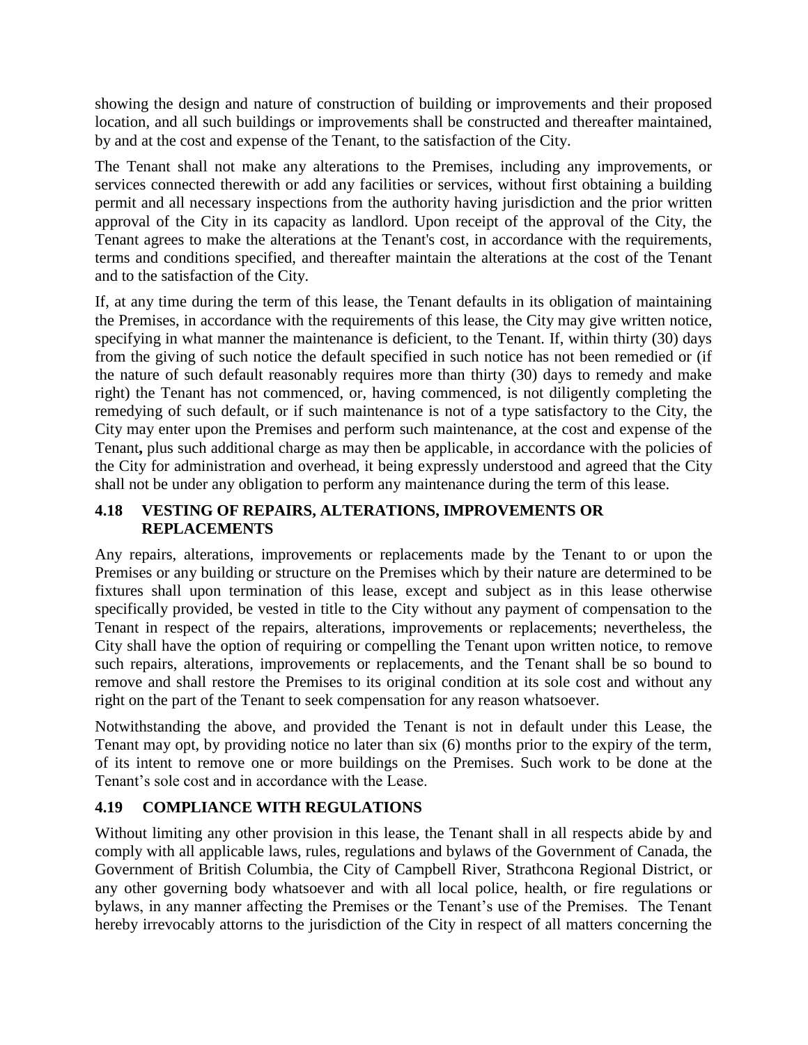showing the design and nature of construction of building or improvements and their proposed location, and all such buildings or improvements shall be constructed and thereafter maintained, by and at the cost and expense of the Tenant, to the satisfaction of the City.

The Tenant shall not make any alterations to the Premises, including any improvements, or services connected therewith or add any facilities or services, without first obtaining a building permit and all necessary inspections from the authority having jurisdiction and the prior written approval of the City in its capacity as landlord. Upon receipt of the approval of the City, the Tenant agrees to make the alterations at the Tenant's cost, in accordance with the requirements, terms and conditions specified, and thereafter maintain the alterations at the cost of the Tenant and to the satisfaction of the City.

If, at any time during the term of this lease, the Tenant defaults in its obligation of maintaining the Premises, in accordance with the requirements of this lease, the City may give written notice, specifying in what manner the maintenance is deficient, to the Tenant. If, within thirty (30) days from the giving of such notice the default specified in such notice has not been remedied or (if the nature of such default reasonably requires more than thirty (30) days to remedy and make right) the Tenant has not commenced, or, having commenced, is not diligently completing the remedying of such default, or if such maintenance is not of a type satisfactory to the City, the City may enter upon the Premises and perform such maintenance, at the cost and expense of the Tenant**,** plus such additional charge as may then be applicable, in accordance with the policies of the City for administration and overhead, it being expressly understood and agreed that the City shall not be under any obligation to perform any maintenance during the term of this lease.

### 4.18 VESTING OF REPAIRS, ALTERATIONS, IMPROVEMENTS OR REPLACEMENTS

Any repairs, alterations, improvements or replacements made by the Tenant to or upon the Premises or any building or structure on the Premises which by their nature are determined to be fixtures shall upon termination of this lease, except and subject as in this lease otherwise specifically provided, be vested in title to the City without any payment of compensation to the Tenant in respect of the repairs, alterations, improvements or replacements; nevertheless, the City shall have the option of requiring or compelling the Tenant upon written notice, to remove such repairs, alterations, improvements or replacements, and the Tenant shall be so bound to remove and shall restore the Premises to its original condition at its sole cost and without any right on the part of the Tenant to seek compensation for any reason whatsoever.

Notwithstanding the above, and provided the Tenant is not in default under this Lease, the Tenant may opt, by providing notice no later than six (6) months prior to the expiry of the term, of its intent to remove one or more buildings on the Premises. Such work to be done at the Tenant's sole cost and in accordance with the Lease.

### 4.19 COMPLIANCE WITH REGULATIONS

Without limiting any other provision in this lease, the Tenant shall in all respects abide by and comply with all applicable laws, rules, regulations and bylaws of the Government of Canada, the Government of British Columbia, the City of Campbell River, Strathcona Regional District, or any other governing body whatsoever and with all local police, health, or fire regulations or bylaws, in any manner affecting the Premises or the Tenant's use of the Premises. The Tenant hereby irrevocably attorns to the jurisdiction of the City in respect of all matters concerning the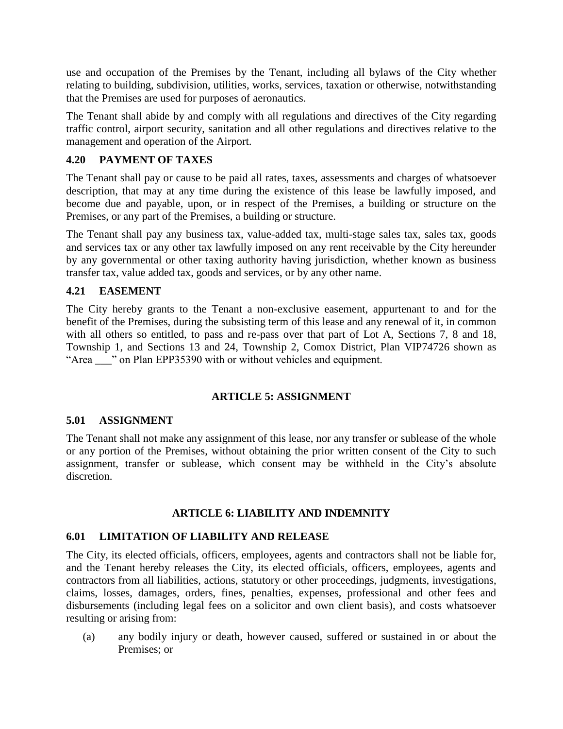use and occupation of the Premises by the Tenant, including all bylaws of the City whether relating to building, subdivision, utilities, works, services, taxation or otherwise, notwithstanding that the Premises are used for purposes of aeronautics.

The Tenant shall abide by and comply with all regulations and directives of the City regarding traffic control, airport security, sanitation and all other regulations and directives relative to the management and operation of the Airport.

### 4.20 PAYMENT OF TAXES

The Tenant shall pay or cause to be paid all rates, taxes, assessments and charges of whatsoever description, that may at any time during the existence of this lease be lawfully imposed, and become due and payable, upon, or in respect of the Premises, a building or structure on the Premises, or any part of the Premises, a building or structure.

The Tenant shall pay any business tax, value-added tax, multi-stage sales tax, sales tax, goods and services tax or any other tax lawfully imposed on any rent receivable by the City hereunder by any governmental or other taxing authority having jurisdiction, whether known as business transfer tax, value added tax, goods and services, or by any other name.

### 4.21 EASEMENT

The City hereby grants to the Tenant a non-exclusive easement, appurtenant to and for the benefit of the Premises, during the subsisting term of this lease and any renewal of it, in common with all others so entitled, to pass and re-pass over that part of Lot A, Sections 7, 8 and 18, Township 1, and Sections 13 and 24, Township 2, Comox District, Plan VIP74726 shown as "Area ___" on Plan EPP35390 with or without vehicles and equipment.

## ARTICLE 5: ASSIGNMENT

### 5.01 ASSIGNMENT

The Tenant shall not make any assignment of this lease, nor any transfer or sublease of the whole or any portion of the Premises, without obtaining the prior written consent of the City to such assignment, transfer or sublease, which consent may be withheld in the City's absolute discretion.

## ARTICLE 6: LIABILITY AND INDEMNITY

### 6.01 LIMITATION OF LIABILITY AND RELEASE

The City, its elected officials, officers, employees, agents and contractors shall not be liable for, and the Tenant hereby releases the City, its elected officials, officers, employees, agents and contractors from all liabilities, actions, statutory or other proceedings, judgments, investigations, claims, losses, damages, orders, fines, penalties, expenses, professional and other fees and disbursements (including legal fees on a solicitor and own client basis), and costs whatsoever resulting or arising from:

(a) any bodily injury or death, however caused, suffered or sustained in or about the Premises; or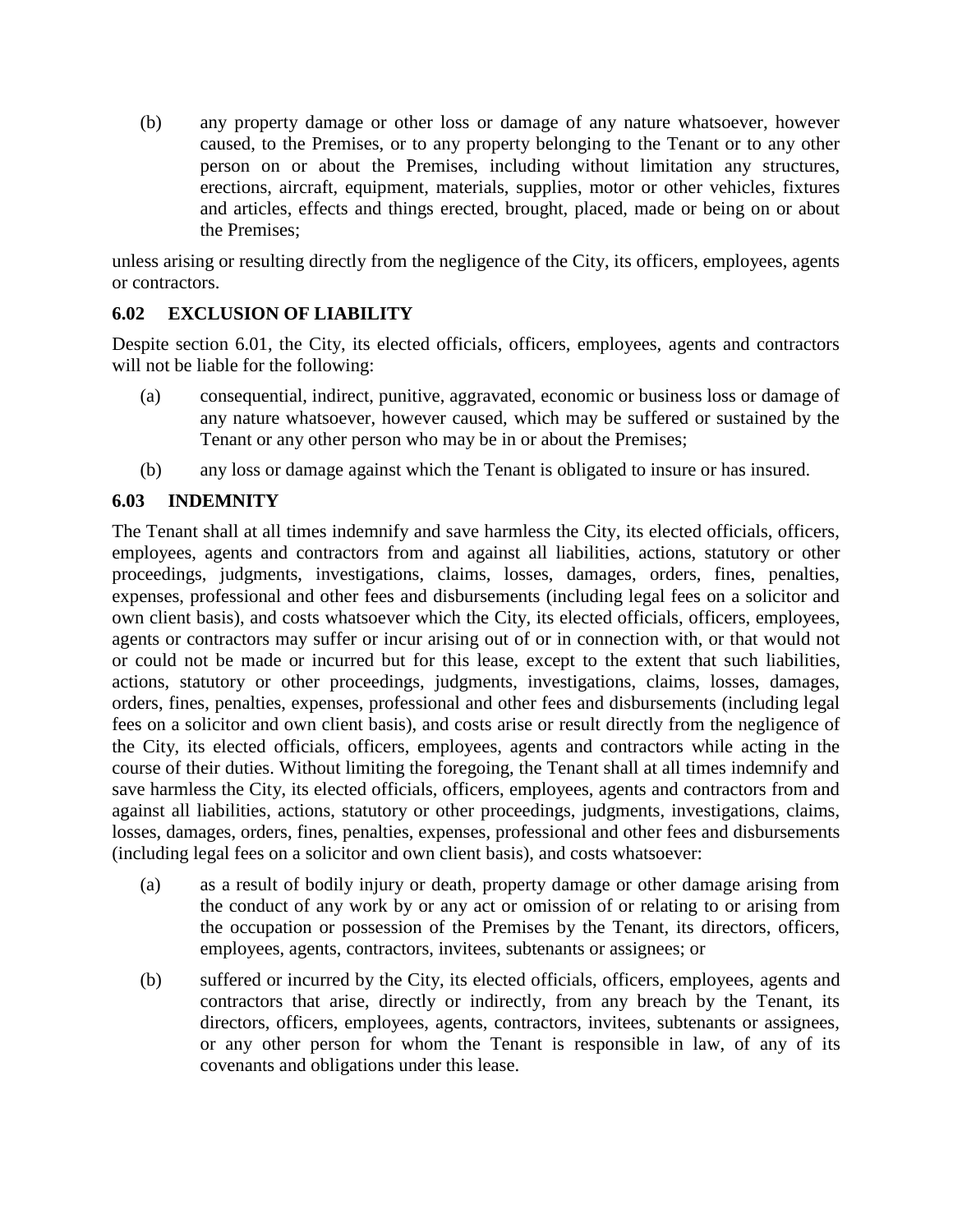(b) any property damage or other loss or damage of any nature whatsoever, however caused, to the Premises, or to any property belonging to the Tenant or to any other person on or about the Premises, including without limitation any structures, erections, aircraft, equipment, materials, supplies, motor or other vehicles, fixtures and articles, effects and things erected, brought, placed, made or being on or about the Premises;

unless arising or resulting directly from the negligence of the City, its officers, employees, agents or contractors.

### 6.02 EXCLUSION OF LIABILITY

Despite section 6.01, the City, its elected officials, officers, employees, agents and contractors will not be liable for the following:

(a) consequential, indirect, punitive, aggravated, economic or business loss or damage of any nature whatsoever, however caused, which may be suffered or sustained by the Tenant or any other person who may be in or about the Premises;

(b) any loss or damage against which the Tenant is obligated to insure or has insured.

### 6.03 INDEMNITY

The Tenant shall at all times indemnify and save harmless the City, its elected officials, officers, employees, agents and contractors from and against all liabilities, actions, statutory or other proceedings, judgments, investigations, claims, losses, damages, orders, fines, penalties, expenses, professional and other fees and disbursements (including legal fees on a solicitor and own client basis), and costs whatsoever which the City, its elected officials, officers, employees, agents or contractors may suffer or incur arising out of or in connection with, or that would not or could not be made or incurred but for this lease, except to the extent that such liabilities, actions, statutory or other proceedings, judgments, investigations, claims, losses, damages, orders, fines, penalties, expenses, professional and other fees and disbursements (including legal fees on a solicitor and own client basis), and costs arise or result directly from the negligence of the City, its elected officials, officers, employees, agents and contractors while acting in the course of their duties. Without limiting the foregoing, the Tenant shall at all times indemnify and save harmless the City, its elected officials, officers, employees, agents and contractors from and against all liabilities, actions, statutory or other proceedings, judgments, investigations, claims, losses, damages, orders, fines, penalties, expenses, professional and other fees and disbursements (including legal fees on a solicitor and own client basis), and costs whatsoever:

(a) as a result of bodily injury or death, property damage or other damage arising from the conduct of any work by or any act or omission of or relating to or arising from the occupation or possession of the Premises by the Tenant, its directors, officers, employees, agents, contractors, invitees, subtenants or assignees; or

(b) suffered or incurred by the City, its elected officials, officers, employees, agents and contractors that arise, directly or indirectly, from any breach by the Tenant, its directors, officers, employees, agents, contractors, invitees, subtenants or assignees, or any other person for whom the Tenant is responsible in law, of any of its covenants and obligations under this lease.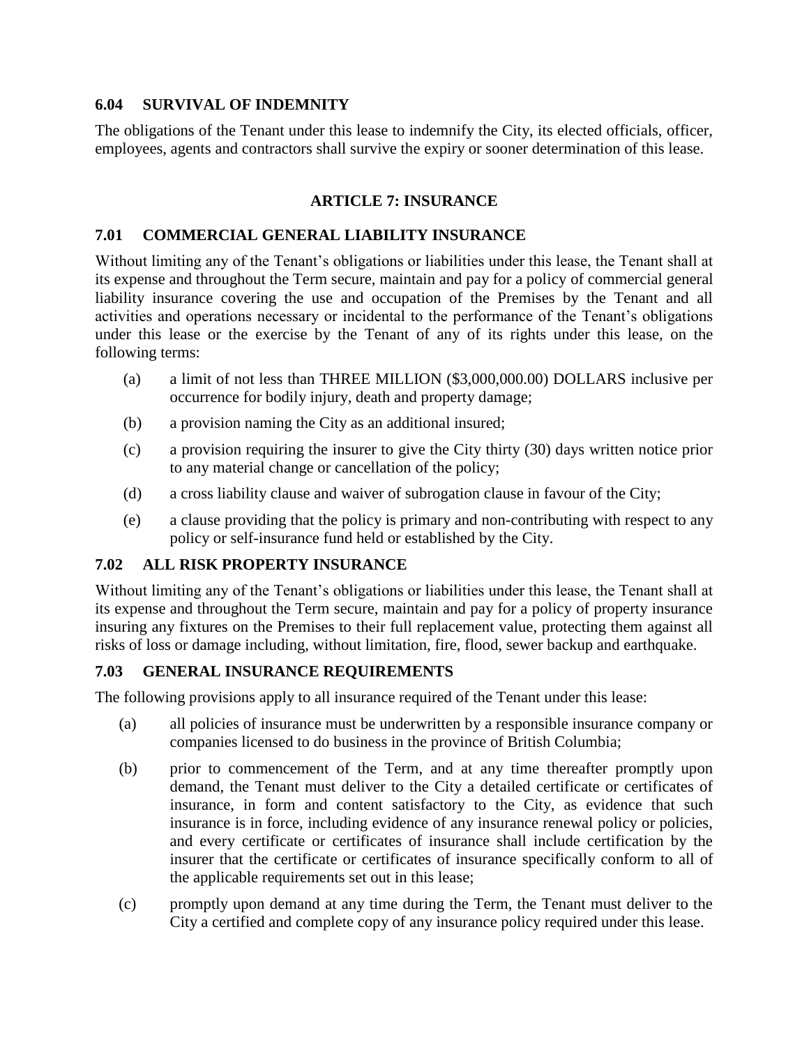### 6.04 SURVIVAL OF INDEMNITY

The obligations of the Tenant under this lease to indemnify the City, its elected officials, officer, employees, agents and contractors shall survive the expiry or sooner determination of this lease.

## ARTICLE 7: INSURANCE

### 7.01 COMMERCIAL GENERAL LIABILITY INSURANCE

Without limiting any of the Tenant's obligations or liabilities under this lease, the Tenant shall at its expense and throughout the Term secure, maintain and pay for a policy of commercial general liability insurance covering the use and occupation of the Premises by the Tenant and all activities and operations necessary or incidental to the performance of the Tenant's obligations under this lease or the exercise by the Tenant of any of its rights under this lease, on the following terms:

(a) a limit of not less than THREE MILLION ($3,000,000.00) DOLLARS inclusive per occurrence for bodily injury, death and property damage;

(b) a provision naming the City as an additional insured;

(c) a provision requiring the insurer to give the City thirty (30) days written notice prior to any material change or cancellation of the policy;

(d) a cross liability clause and waiver of subrogation clause in favour of the City;

(e) a clause providing that the policy is primary and non-contributing with respect to any policy or self-insurance fund held or established by the City.

### 7.02 ALL RISK PROPERTY INSURANCE

Without limiting any of the Tenant's obligations or liabilities under this lease, the Tenant shall at its expense and throughout the Term secure, maintain and pay for a policy of property insurance insuring any fixtures on the Premises to their full replacement value, protecting them against all risks of loss or damage including, without limitation, fire, flood, sewer backup and earthquake.

### 7.03 GENERAL INSURANCE REQUIREMENTS

The following provisions apply to all insurance required of the Tenant under this lease:

(a) all policies of insurance must be underwritten by a responsible insurance company or companies licensed to do business in the province of British Columbia;

(b) prior to commencement of the Term, and at any time thereafter promptly upon demand, the Tenant must deliver to the City a detailed certificate or certificates of insurance, in form and content satisfactory to the City, as evidence that such insurance is in force, including evidence of any insurance renewal policy or policies, and every certificate or certificates of insurance shall include certification by the insurer that the certificate or certificates of insurance specifically conform to all of the applicable requirements set out in this lease;

(c) promptly upon demand at any time during the Term, the Tenant must deliver to the City a certified and complete copy of any insurance policy required under this lease.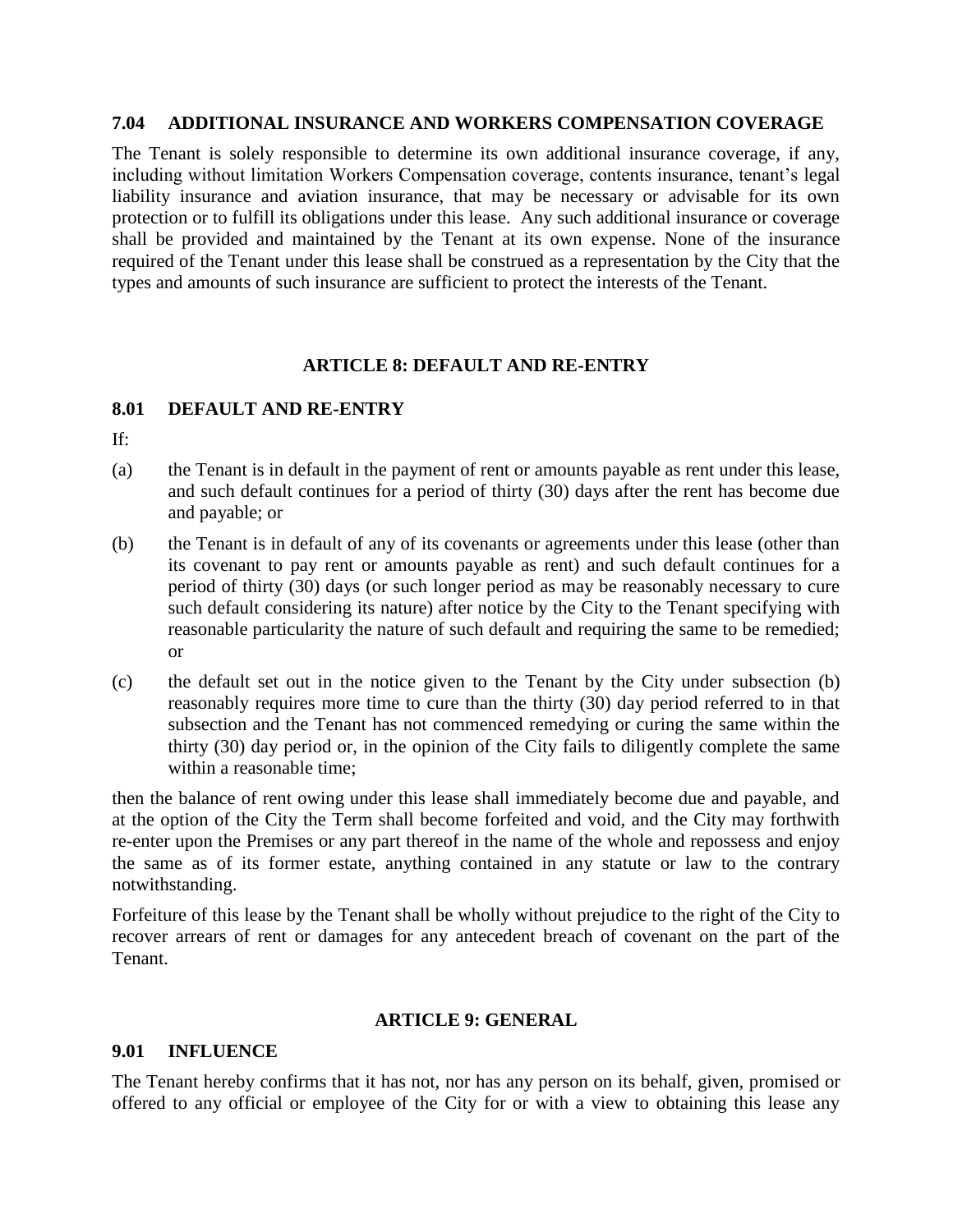### 7.04 ADDITIONAL INSURANCE AND WORKERS COMPENSATION COVERAGE

The Tenant is solely responsible to determine its own additional insurance coverage, if any, including without limitation Workers Compensation coverage, contents insurance, tenant's legal liability insurance and aviation insurance, that may be necessary or advisable for its own protection or to fulfill its obligations under this lease. Any such additional insurance or coverage shall be provided and maintained by the Tenant at its own expense. None of the insurance required of the Tenant under this lease shall be construed as a representation by the City that the types and amounts of such insurance are sufficient to protect the interests of the Tenant.

## ARTICLE 8: DEFAULT AND RE-ENTRY

### 8.01 DEFAULT AND RE-ENTRY

If:

(a) the Tenant is in default in the payment of rent or amounts payable as rent under this lease, and such default continues for a period of thirty (30) days after the rent has become due and payable; or

(b) the Tenant is in default of any of its covenants or agreements under this lease (other than its covenant to pay rent or amounts payable as rent) and such default continues for a period of thirty (30) days (or such longer period as may be reasonably necessary to cure such default considering its nature) after notice by the City to the Tenant specifying with reasonable particularity the nature of such default and requiring the same to be remedied; or

(c) the default set out in the notice given to the Tenant by the City under subsection (b) reasonably requires more time to cure than the thirty (30) day period referred to in that subsection and the Tenant has not commenced remedying or curing the same within the thirty (30) day period or, in the opinion of the City fails to diligently complete the same within a reasonable time;

then the balance of rent owing under this lease shall immediately become due and payable, and at the option of the City the Term shall become forfeited and void, and the City may forthwith re-enter upon the Premises or any part thereof in the name of the whole and repossess and enjoy the same as of its former estate, anything contained in any statute or law to the contrary notwithstanding.

Forfeiture of this lease by the Tenant shall be wholly without prejudice to the right of the City to recover arrears of rent or damages for any antecedent breach of covenant on the part of the Tenant.

## ARTICLE 9: GENERAL

### 9.01 INFLUENCE

The Tenant hereby confirms that it has not, nor has any person on its behalf, given, promised or offered to any official or employee of the City for or with a view to obtaining this lease any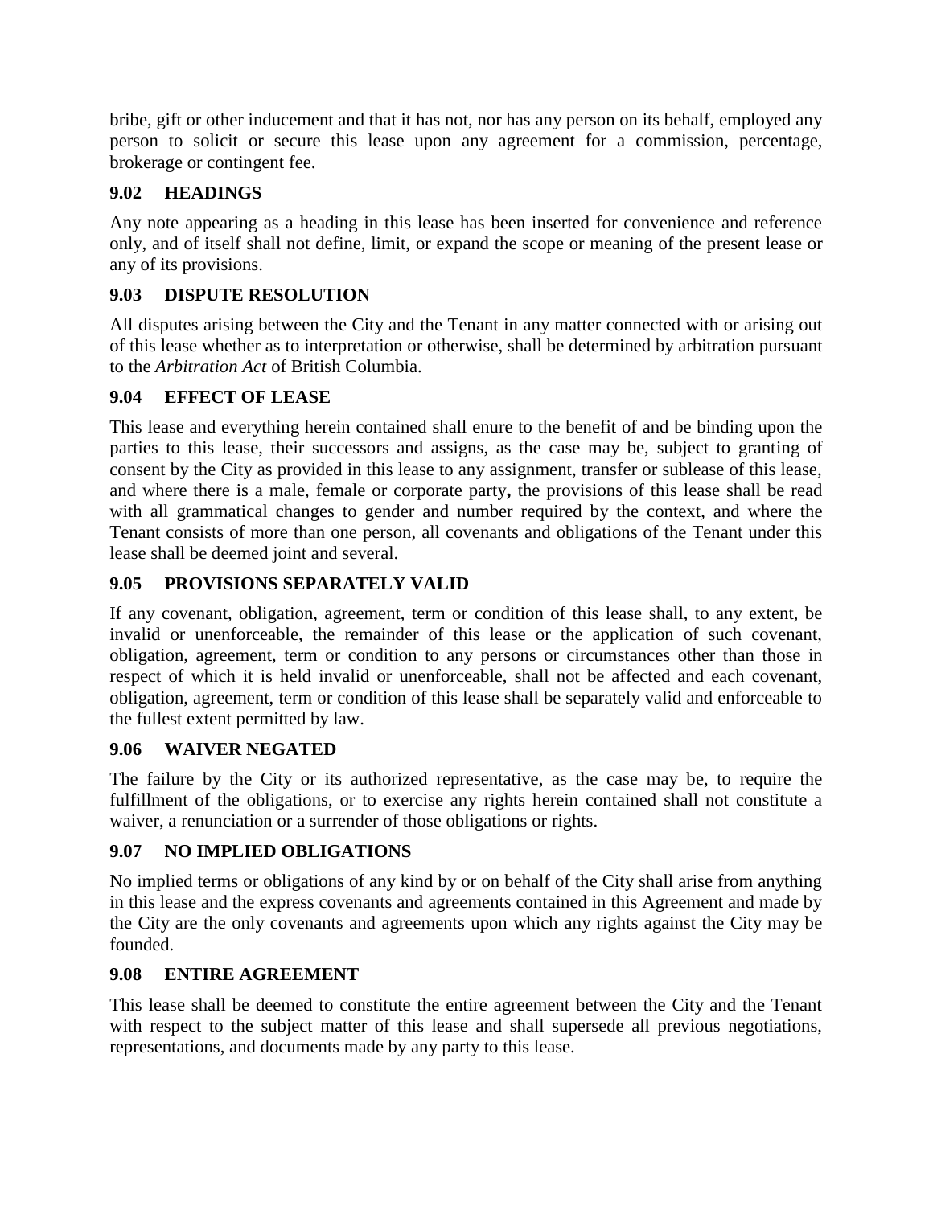bribe, gift or other inducement and that it has not, nor has any person on its behalf, employed any person to solicit or secure this lease upon any agreement for a commission, percentage, brokerage or contingent fee.

### 9.02 HEADINGS

Any note appearing as a heading in this lease has been inserted for convenience and reference only, and of itself shall not define, limit, or expand the scope or meaning of the present lease or any of its provisions.

### 9.03 DISPUTE RESOLUTION

All disputes arising between the City and the Tenant in any matter connected with or arising out of this lease whether as to interpretation or otherwise, shall be determined by arbitration pursuant to the *Arbitration Act* of British Columbia.

### 9.04 EFFECT OF LEASE

This lease and everything herein contained shall enure to the benefit of and be binding upon the parties to this lease, their successors and assigns, as the case may be, subject to granting of consent by the City as provided in this lease to any assignment, transfer or sublease of this lease, and where there is a male, female or corporate party**,** the provisions of this lease shall be read with all grammatical changes to gender and number required by the context, and where the Tenant consists of more than one person, all covenants and obligations of the Tenant under this lease shall be deemed joint and several.

### 9.05 PROVISIONS SEPARATELY VALID

If any covenant, obligation, agreement, term or condition of this lease shall, to any extent, be invalid or unenforceable, the remainder of this lease or the application of such covenant, obligation, agreement, term or condition to any persons or circumstances other than those in respect of which it is held invalid or unenforceable, shall not be affected and each covenant, obligation, agreement, term or condition of this lease shall be separately valid and enforceable to the fullest extent permitted by law.

### 9.06 WAIVER NEGATED

The failure by the City or its authorized representative, as the case may be, to require the fulfillment of the obligations, or to exercise any rights herein contained shall not constitute a waiver, a renunciation or a surrender of those obligations or rights.

### 9.07 NO IMPLIED OBLIGATIONS

No implied terms or obligations of any kind by or on behalf of the City shall arise from anything in this lease and the express covenants and agreements contained in this Agreement and made by the City are the only covenants and agreements upon which any rights against the City may be founded.

### 9.08 ENTIRE AGREEMENT

This lease shall be deemed to constitute the entire agreement between the City and the Tenant with respect to the subject matter of this lease and shall supersede all previous negotiations, representations, and documents made by any party to this lease.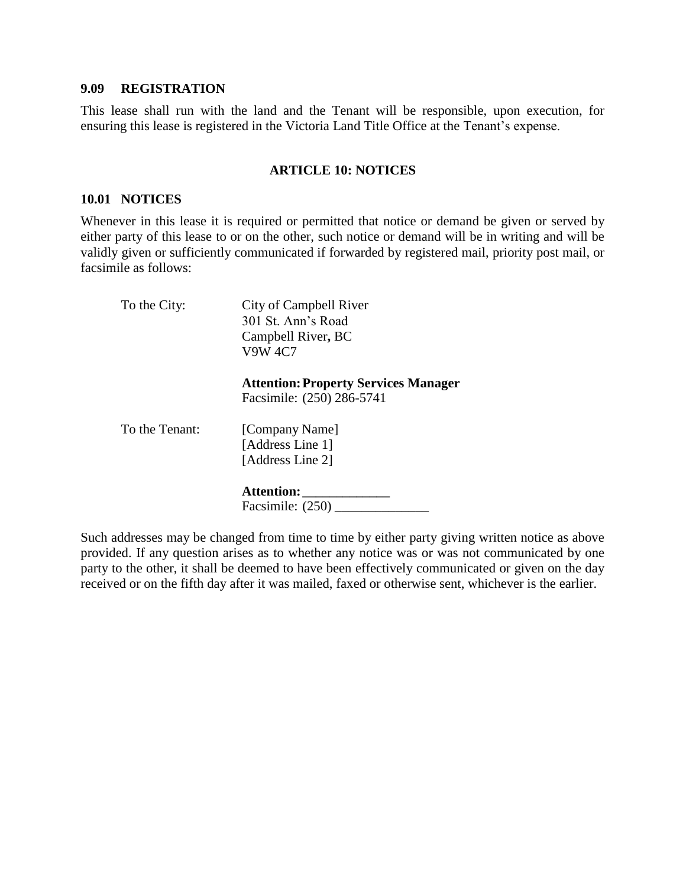### 9.09 REGISTRATION

This lease shall run with the land and the Tenant will be responsible, upon execution, for ensuring this lease is registered in the Victoria Land Title Office at the Tenant's expense.

## ARTICLE 10: NOTICES

### 10.01 NOTICES

Whenever in this lease it is required or permitted that notice or demand be given or served by either party of this lease to or on the other, such notice or demand will be in writing and will be validly given or sufficiently communicated if forwarded by registered mail, priority post mail, or facsimile as follows:

To the City:

City of Campbell River
301 St. Ann's Road
Campbell River, BC
V9W 4C7

**Attention: Property Services Manager**
Facsimile: (250) 286-5741

To the Tenant:

[Company Name]
[Address Line 1]
[Address Line 2]

**Attention: _____________**
Facsimile: (250) ______________

Such addresses may be changed from time to time by either party giving written notice as above provided. If any question arises as to whether any notice was or was not communicated by one party to the other, it shall be deemed to have been effectively communicated or given on the day received or on the fifth day after it was mailed, faxed or otherwise sent, whichever is the earlier.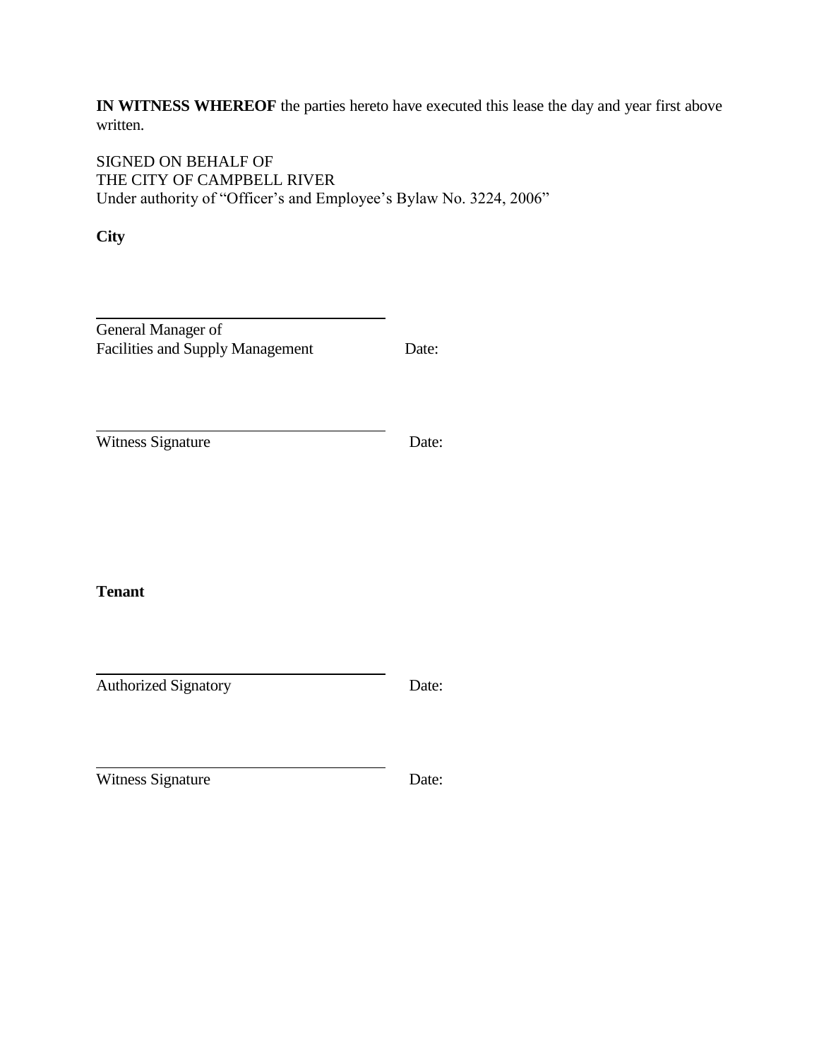**IN WITNESS WHEREOF** the parties hereto have executed this lease the day and year first above written.

SIGNED ON BEHALF OF
THE CITY OF CAMPBELL RIVER
Under authority of "Officer's and Employee's Bylaw No. 3224, 2006"

**City**

\_\_\_\_\_\_\_\_\_\_\_\_\_\_\_\_\_\_\_\_\_\_\_\_\_\_\_\_\_\_\_\_\_\_\_\_
General Manager of
Facilities and Supply Management Date:

\_\_\_\_\_\_\_\_\_\_\_\_\_\_\_\_\_\_\_\_\_\_\_\_\_\_\_\_\_\_\_\_\_\_\_\_
Witness Signature Date:

**Tenant**

\_\_\_\_\_\_\_\_\_\_\_\_\_\_\_\_\_\_\_\_\_\_\_\_\_\_\_\_\_\_\_\_\_\_\_\_
Authorized Signatory Date:

\_\_\_\_\_\_\_\_\_\_\_\_\_\_\_\_\_\_\_\_\_\_\_\_\_\_\_\_\_\_\_\_\_\_\_\_
Witness Signature Date: